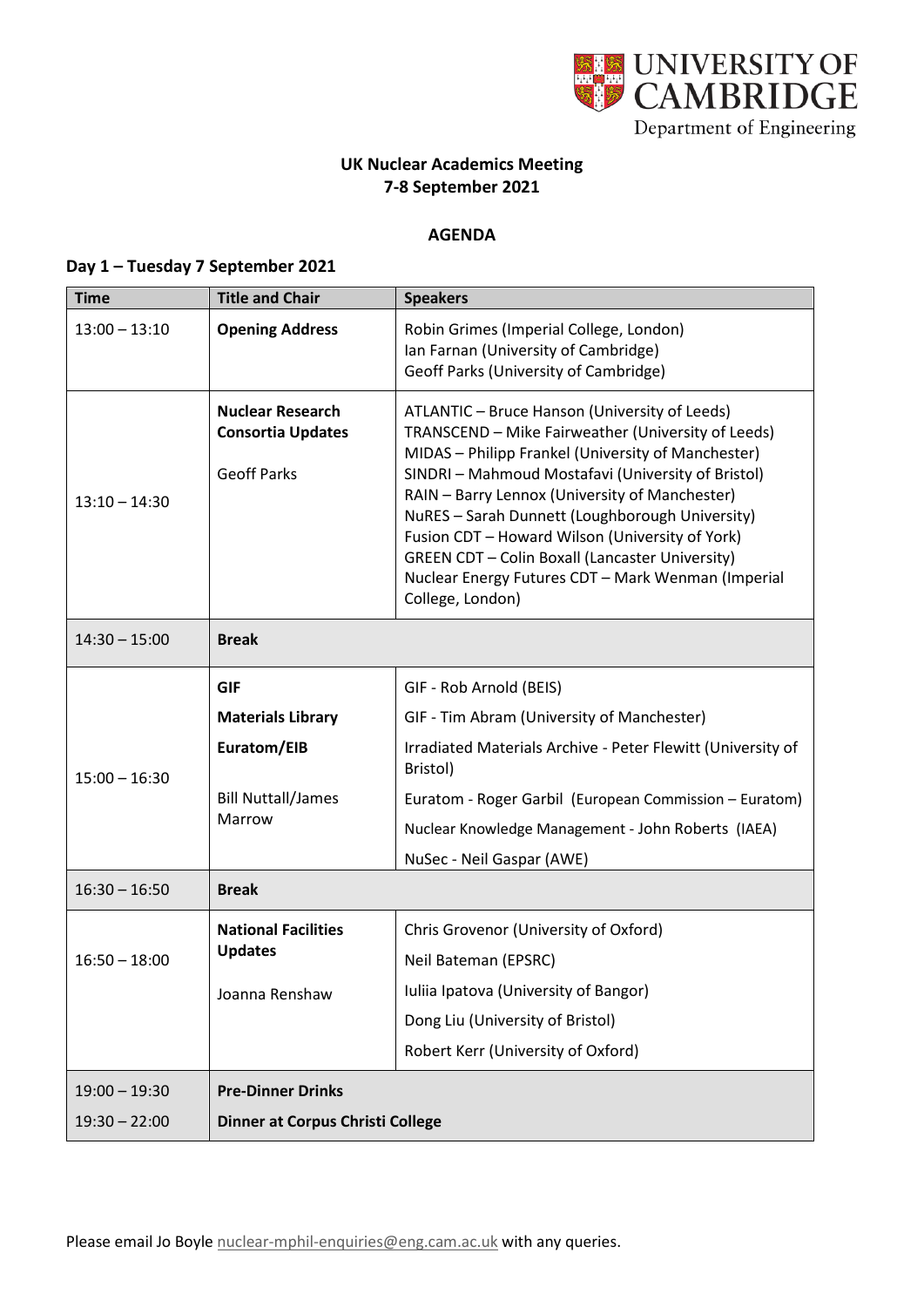UNIVERSITY OF CAMBRIDGE
Department of Engineering

**UK Nuclear Academics Meeting**
**7-8 September 2021**

**AGENDA**

## Day 1 – Tuesday 7 September 2021

| Time | Title and Chair | Speakers |
|---|---|---|
| 13:00 – 13:10 | **Opening Address** | Robin Grimes (Imperial College, London)<br>Ian Farnan (University of Cambridge)<br>Geoff Parks (University of Cambridge) |
| 13:10 – 14:30 | **Nuclear Research Consortia Updates**<br><br>Geoff Parks | ATLANTIC – Bruce Hanson (University of Leeds)<br>TRANSCEND – Mike Fairweather (University of Leeds)<br>MIDAS – Philipp Frankel (University of Manchester)<br>SINDRI – Mahmoud Mostafavi (University of Bristol)<br>RAIN – Barry Lennox (University of Manchester)<br>NuRES – Sarah Dunnett (Loughborough University)<br>Fusion CDT – Howard Wilson (University of York)<br>GREEN CDT – Colin Boxall (Lancaster University)<br>Nuclear Energy Futures CDT – Mark Wenman (Imperial College, London) |
| 14:30 – 15:00 | **Break** | |
| 15:00 – 16:30 | **GIF**<br>**Materials Library**<br>**Euratom/EIB**<br><br>Bill Nuttall/James Marrow | GIF - Rob Arnold (BEIS)<br>GIF - Tim Abram (University of Manchester)<br>Irradiated Materials Archive - Peter Flewitt (University of Bristol)<br>Euratom - Roger Garbil (European Commission – Euratom)<br>Nuclear Knowledge Management - John Roberts (IAEA)<br>NuSec - Neil Gaspar (AWE) |
| 16:30 – 16:50 | **Break** | |
| 16:50 – 18:00 | **National Facilities Updates**<br><br>Joanna Renshaw | Chris Grovenor (University of Oxford)<br>Neil Bateman (EPSRC)<br>Iuliia Ipatova (University of Bangor)<br>Dong Liu (University of Bristol)<br>Robert Kerr (University of Oxford) |
| 19:00 – 19:30 | **Pre-Dinner Drinks** | |
| 19:30 – 22:00 | **Dinner at Corpus Christi College** | |

Please email Jo Boyle nuclear-mphil-enquiries@eng.cam.ac.uk with any queries.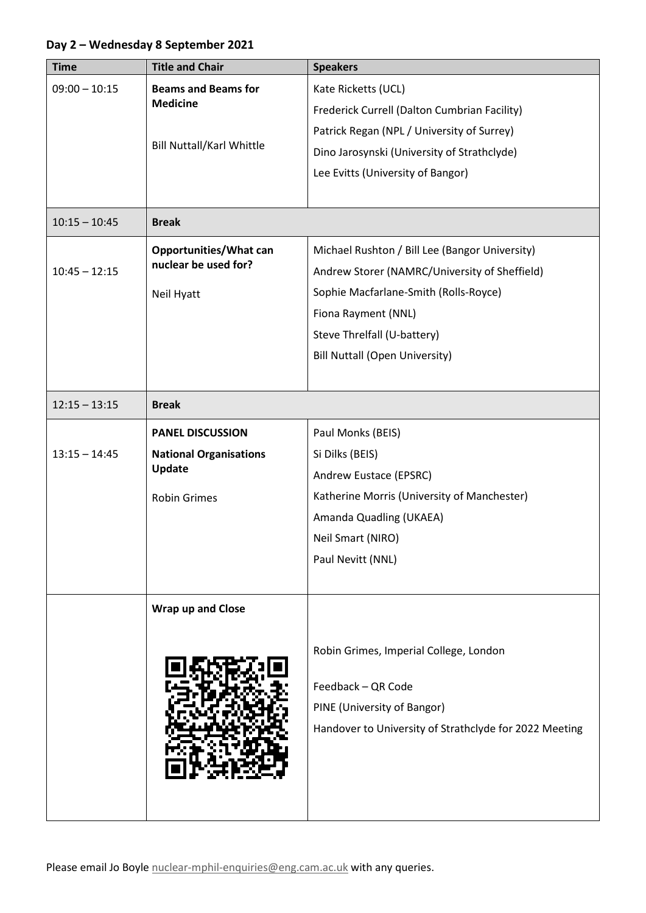## Day 2 – Wednesday 8 September 2021

| Time | Title and Chair | Speakers |
|---|---|---|
| 09:00 – 10:15 | **Beams and Beams for Medicine**<br><br>Bill Nuttall/Karl Whittle | Kate Ricketts (UCL)<br>Frederick Currell (Dalton Cumbrian Facility)<br>Patrick Regan (NPL / University of Surrey)<br>Dino Jarosynski (University of Strathclyde)<br>Lee Evitts (University of Bangor) |
| 10:15 – 10:45 | **Break** | |
| 10:45 – 12:15 | **Opportunities/What can nuclear be used for?**<br><br>Neil Hyatt | Michael Rushton / Bill Lee (Bangor University)<br>Andrew Storer (NAMRC/University of Sheffield)<br>Sophie Macfarlane-Smith (Rolls-Royce)<br>Fiona Rayment (NNL)<br>Steve Threlfall (U-battery)<br>Bill Nuttall (Open University) |
| 12:15 – 13:15 | **Break** | |
| 13:15 – 14:45 | **PANEL DISCUSSION**<br>**National Organisations Update**<br><br>Robin Grimes | Paul Monks (BEIS)<br>Si Dilks (BEIS)<br>Andrew Eustace (EPSRC)<br>Katherine Morris (University of Manchester)<br>Amanda Quadling (UKAEA)<br>Neil Smart (NIRO)<br>Paul Nevitt (NNL) |
| | **Wrap up and Close** | Robin Grimes, Imperial College, London<br><br>Feedback – QR Code<br>PINE (University of Bangor)<br>Handover to University of Strathclyde for 2022 Meeting |

Please email Jo Boyle nuclear-mphil-enquiries@eng.cam.ac.uk with any queries.